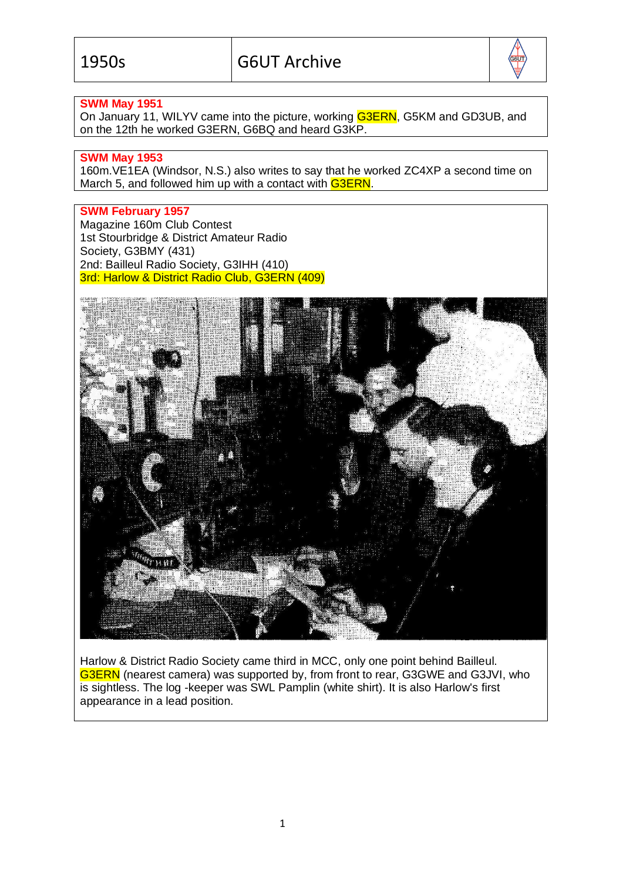**1950s** | **G6UT Archive**

**SWM May 1951**

On January 11, WILYV came into the picture, working G3ERN, G5KM and GD3UB, and on the 12th he worked G3ERN, G6BQ and heard G3KP.

**SWM May 1953**

160m.VE1EA (Windsor, N.S.) also writes to say that he worked ZC4XP a second time on March 5, and followed him up with a contact with G3ERN.

**SWM February 1957**

Magazine 160m Club Contest

1st Stourbridge & District Amateur Radio Society, G3BMY (431)

2nd: Bailleul Radio Society, G3IHH (410)

3rd: Harlow & District Radio Club, G3ERN (409)

Harlow & District Radio Society came third in MCC, only one point behind Bailleul. G3ERN (nearest camera) was supported by, from front to rear, G3GWE and G3JVI, who is sightless. The log -keeper was SWL Pamplin (white shirt). It is also Harlow's first appearance in a lead position.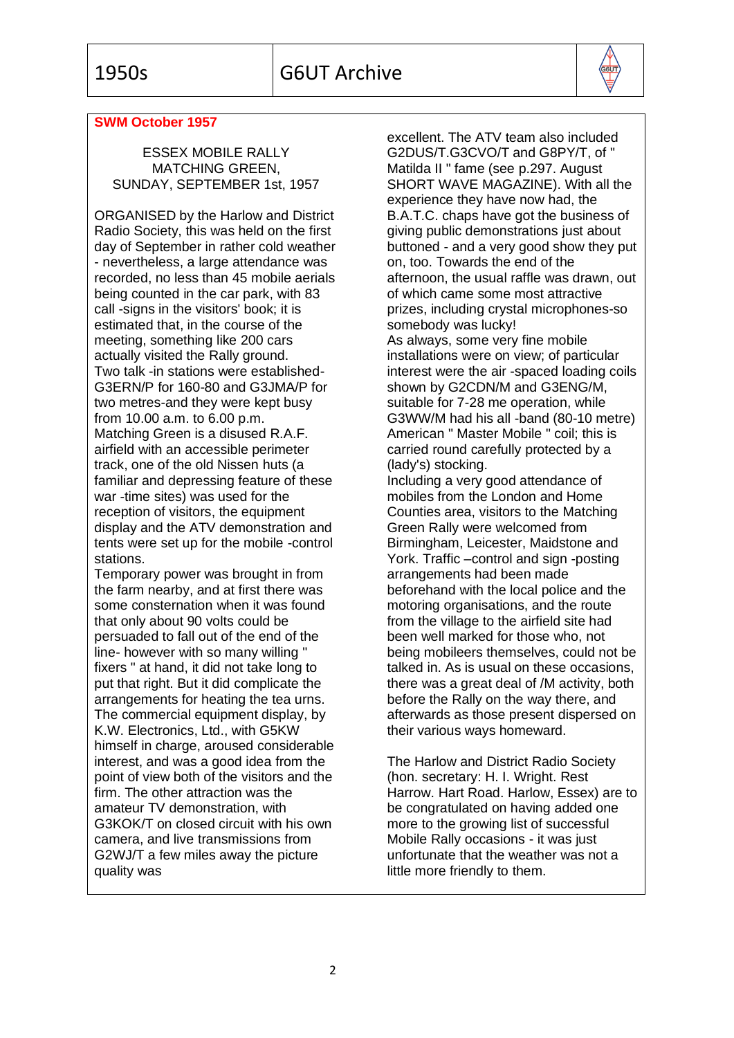**SWM October 1957**

ESSEX MOBILE RALLY
MATCHING GREEN,
SUNDAY, SEPTEMBER 1st, 1957

ORGANISED by the Harlow and District Radio Society, this was held on the first day of September in rather cold weather - nevertheless, a large attendance was recorded, no less than 45 mobile aerials being counted in the car park, with 83 call -signs in the visitors' book; it is estimated that, in the course of the meeting, something like 200 cars actually visited the Rally ground.
Two talk -in stations were established- G3ERN/P for 160-80 and G3JMA/P for two metres-and they were kept busy from 10.00 a.m. to 6.00 p.m.
Matching Green is a disused R.A.F. airfield with an accessible perimeter track, one of the old Nissen huts (a familiar and depressing feature of these war -time sites) was used for the reception of visitors, the equipment display and the ATV demonstration and tents were set up for the mobile -control stations.
Temporary power was brought in from the farm nearby, and at first there was some consternation when it was found that only about 90 volts could be persuaded to fall out of the end of the line- however with so many willing " fixers " at hand, it did not take long to put that right. But it did complicate the arrangements for heating the tea urns.
The commercial equipment display, by K.W. Electronics, Ltd., with G5KW himself in charge, aroused considerable interest, and was a good idea from the point of view both of the visitors and the firm. The other attraction was the amateur TV demonstration, with G3KOK/T on closed circuit with his own camera, and live transmissions from G2WJ/T a few miles away the picture quality was excellent. The ATV team also included G2DUS/T.G3CVO/T and G8PY/T, of " Matilda II " fame (see p.297. August SHORT WAVE MAGAZINE). With all the experience they have now had, the B.A.T.C. chaps have got the business of giving public demonstrations just about buttoned - and a very good show they put on, too. Towards the end of the afternoon, the usual raffle was drawn, out of which came some most attractive prizes, including crystal microphones-so somebody was lucky!
As always, some very fine mobile installations were on view; of particular interest were the air -spaced loading coils shown by G2CDN/M and G3ENG/M, suitable for 7-28 me operation, while G3WW/M had his all -band (80-10 metre) American " Master Mobile " coil; this is carried round carefully protected by a (lady's) stocking.
Including a very good attendance of mobiles from the London and Home Counties area, visitors to the Matching Green Rally were welcomed from Birmingham, Leicester, Maidstone and York. Traffic –control and sign -posting arrangements had been made beforehand with the local police and the motoring organisations, and the route from the village to the airfield site had been well marked for those who, not being mobileers themselves, could not be talked in. As is usual on these occasions, there was a great deal of /M activity, both before the Rally on the way there, and afterwards as those present dispersed on their various ways homeward.

The Harlow and District Radio Society (hon. secretary: H. I. Wright. Rest Harrow. Hart Road. Harlow, Essex) are to be congratulated on having added one more to the growing list of successful Mobile Rally occasions - it was just unfortunate that the weather was not a little more friendly to them.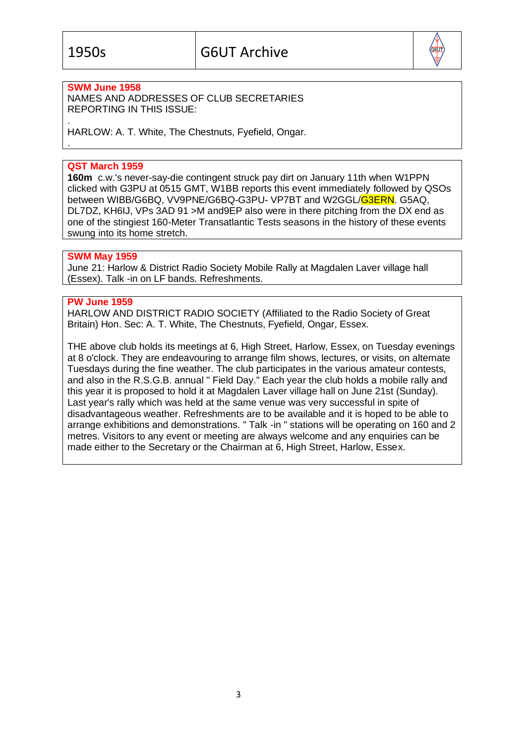**SWM June 1958**

NAMES AND ADDRESSES OF CLUB SECRETARIES REPORTING IN THIS ISSUE:

.

HARLOW: A. T. White, The Chestnuts, Fyefield, Ongar.

.

**QST March 1959**

**160m** c.w.'s never-say-die contingent struck pay dirt on January 11th when W1PPN clicked with G3PU at 0515 GMT, W1BB reports this event immediately followed by QSOs between WIBB/G6BQ, VV9PNE/G6BQ-G3PU- VP7BT and W2GGL/G3ERN. G5AQ, DL7DZ, KH6IJ, VPs 3AD 91 >M and9EP also were in there pitching from the DX end as one of the stingiest 160-Meter Transatlantic Tests seasons in the history of these events swung into its home stretch.

**SWM May 1959**

June 21: Harlow & District Radio Society Mobile Rally at Magdalen Laver village hall (Essex). Talk -in on LF bands. Refreshments.

**PW June 1959**

HARLOW AND DISTRICT RADIO SOCIETY (Affiliated to the Radio Society of Great Britain) Hon. Sec: A. T. White, The Chestnuts, Fyefield, Ongar, Essex.

THE above club holds its meetings at 6, High Street, Harlow, Essex, on Tuesday evenings at 8 o'clock. They are endeavouring to arrange film shows, lectures, or visits, on alternate Tuesdays during the fine weather. The club participates in the various amateur contests, and also in the R.S.G.B. annual " Field Day." Each year the club holds a mobile rally and this year it is proposed to hold it at Magdalen Laver village hall on June 21st (Sunday). Last year's rally which was held at the same venue was very successful in spite of disadvantageous weather. Refreshments are to be available and it is hoped to be able to arrange exhibitions and demonstrations. " Talk -in " stations will be operating on 160 and 2 metres. Visitors to any event or meeting are always welcome and any enquiries can be made either to the Secretary or the Chairman at 6, High Street, Harlow, Essex.